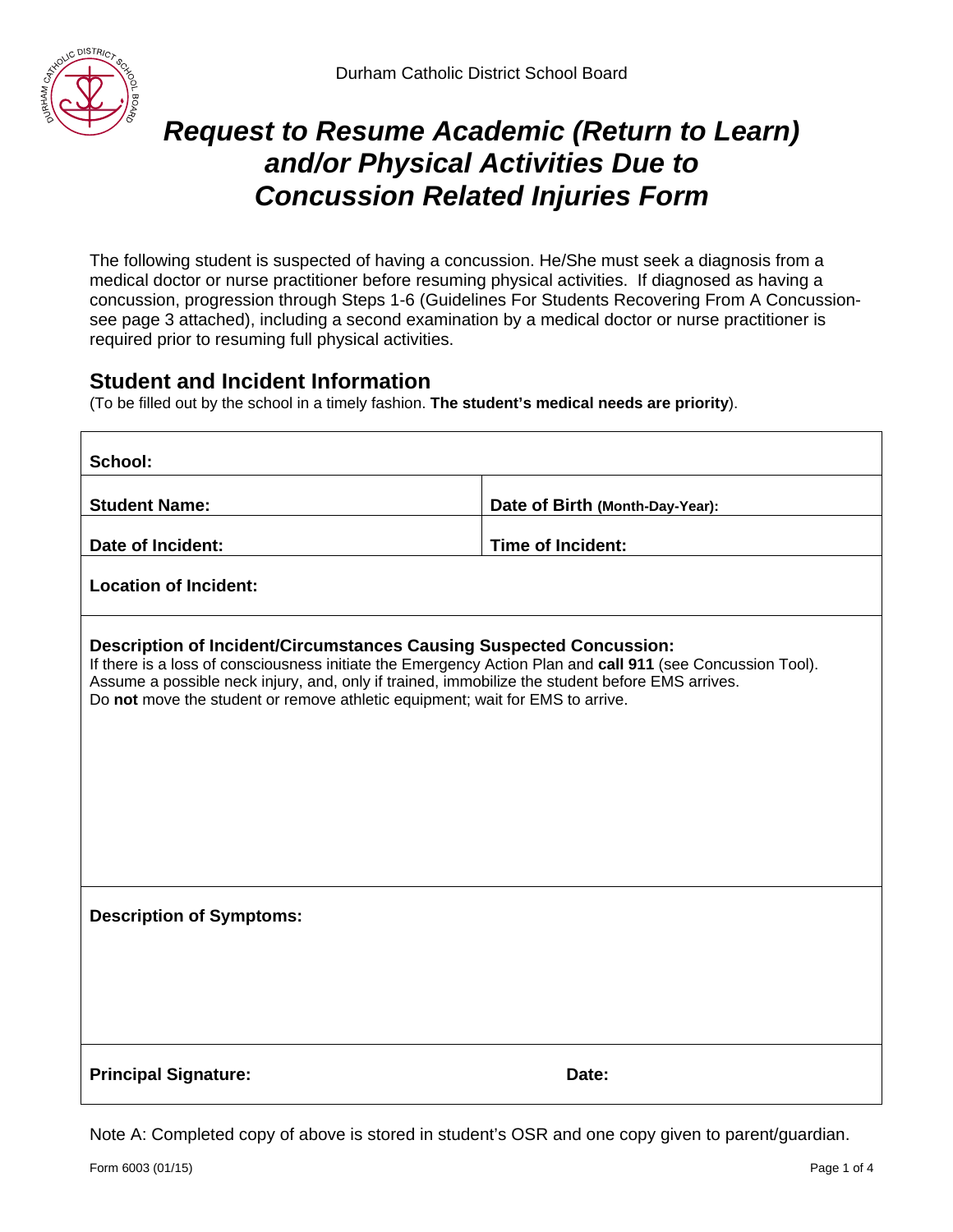Durham Catholic District School Board

# *Request to Resume Academic (Return to Learn) and/or Physical Activities Due to Concussion Related Injuries Form*

The following student is suspected of having a concussion. He/She must seek a diagnosis from a medical doctor or nurse practitioner before resuming physical activities. If diagnosed as having a concussion, progression through Steps 1-6 (Guidelines For Students Recovering From A Concussion- see page 3 attached), including a second examination by a medical doctor or nurse practitioner is required prior to resuming full physical activities.

## Student and Incident Information

(To be filled out by the school in a timely fashion. **The student's medical needs are priority**).

| | |
|---|---|
| **School:** | |
| **Student Name:** | **Date of Birth (Month-Day-Year):** |
| **Date of Incident:** | **Time of Incident:** |
| **Location of Incident:** | |
| **Description of Incident/Circumstances Causing Suspected Concussion:**<br>If there is a loss of consciousness initiate the Emergency Action Plan and **call 911** (see Concussion Tool).<br>Assume a possible neck injury, and, only if trained, immobilize the student before EMS arrives.<br>Do **not** move the student or remove athletic equipment; wait for EMS to arrive. | |
| **Description of Symptoms:** | |
| **Principal Signature:** | **Date:** |

Note A: Completed copy of above is stored in student's OSR and one copy given to parent/guardian.

Form 6003 (01/15)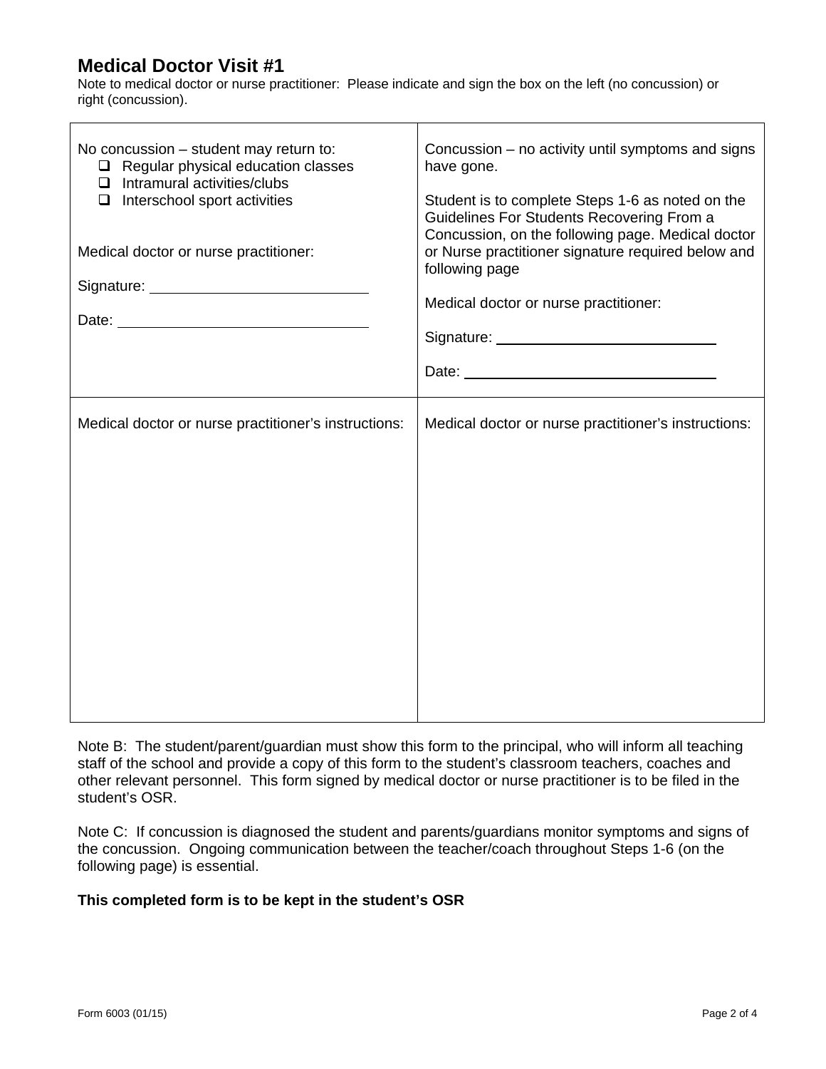## Medical Doctor Visit #1

Note to medical doctor or nurse practitioner: Please indicate and sign the box on the left (no concussion) or right (concussion).

| No concussion – student may return to: | Concussion – no activity until symptoms and signs have gone. |
|---|---|
| ❑ Regular physical education classes<br>❑ Intramural activities/clubs<br>❑ Interschool sport activities<br><br>Medical doctor or nurse practitioner:<br><br>Signature: ____________________________<br><br>Date: ________________________________ | Student is to complete Steps 1-6 as noted on the Guidelines For Students Recovering From a Concussion, on the following page. Medical doctor or Nurse practitioner signature required below and following page<br><br>Medical doctor or nurse practitioner:<br><br>Signature: ____________________________<br><br>Date: ________________________________ |
| Medical doctor or nurse practitioner's instructions: | Medical doctor or nurse practitioner's instructions: |

Note B: The student/parent/guardian must show this form to the principal, who will inform all teaching staff of the school and provide a copy of this form to the student's classroom teachers, coaches and other relevant personnel. This form signed by medical doctor or nurse practitioner is to be filed in the student's OSR.

Note C: If concussion is diagnosed the student and parents/guardians monitor symptoms and signs of the concussion. Ongoing communication between the teacher/coach throughout Steps 1-6 (on the following page) is essential.

**This completed form is to be kept in the student's OSR**

Form 6003 (01/15)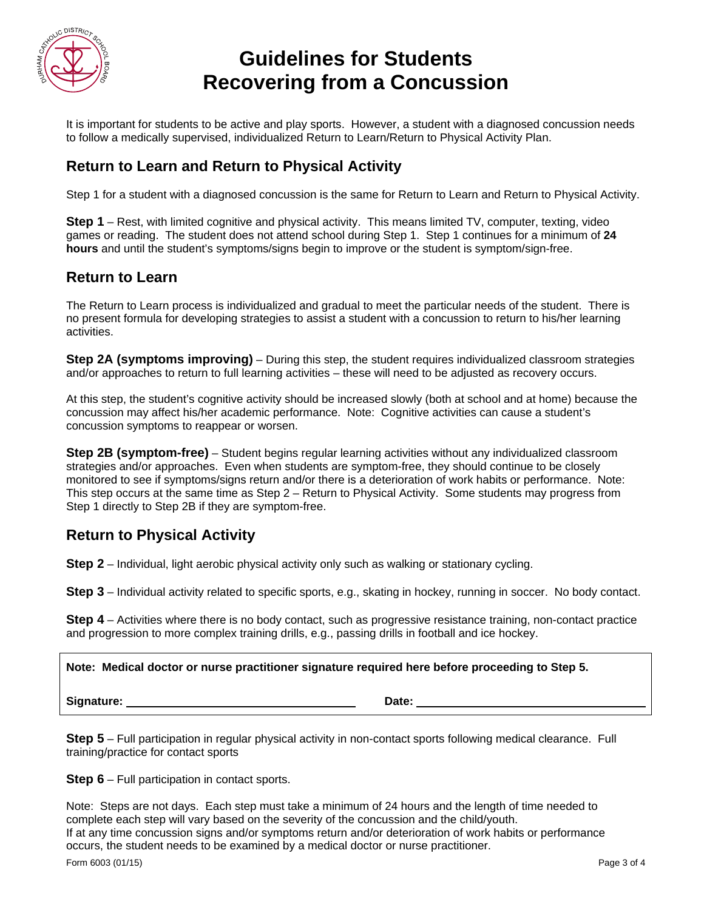# Guidelines for Students Recovering from a Concussion

It is important for students to be active and play sports. However, a student with a diagnosed concussion needs to follow a medically supervised, individualized Return to Learn/Return to Physical Activity Plan.

## Return to Learn and Return to Physical Activity

Step 1 for a student with a diagnosed concussion is the same for Return to Learn and Return to Physical Activity.

**Step 1** – Rest, with limited cognitive and physical activity. This means limited TV, computer, texting, video games or reading. The student does not attend school during Step 1. Step 1 continues for a minimum of **24 hours** and until the student's symptoms/signs begin to improve or the student is symptom/sign-free.

## Return to Learn

The Return to Learn process is individualized and gradual to meet the particular needs of the student. There is no present formula for developing strategies to assist a student with a concussion to return to his/her learning activities.

**Step 2A (symptoms improving)** – During this step, the student requires individualized classroom strategies and/or approaches to return to full learning activities – these will need to be adjusted as recovery occurs.

At this step, the student's cognitive activity should be increased slowly (both at school and at home) because the concussion may affect his/her academic performance. Note: Cognitive activities can cause a student's concussion symptoms to reappear or worsen.

**Step 2B (symptom-free)** – Student begins regular learning activities without any individualized classroom strategies and/or approaches. Even when students are symptom-free, they should continue to be closely monitored to see if symptoms/signs return and/or there is a deterioration of work habits or performance. Note: This step occurs at the same time as Step 2 – Return to Physical Activity. Some students may progress from Step 1 directly to Step 2B if they are symptom-free.

## Return to Physical Activity

**Step 2** – Individual, light aerobic physical activity only such as walking or stationary cycling.

**Step 3** – Individual activity related to specific sports, e.g., skating in hockey, running in soccer. No body contact.

**Step 4** – Activities where there is no body contact, such as progressive resistance training, non-contact practice and progression to more complex training drills, e.g., passing drills in football and ice hockey.

**Note: Medical doctor or nurse practitioner signature required here before proceeding to Step 5.**

**Signature:** ____________________ **Date:** ____________________

**Step 5** – Full participation in regular physical activity in non-contact sports following medical clearance. Full training/practice for contact sports

**Step 6** – Full participation in contact sports.

Note: Steps are not days. Each step must take a minimum of 24 hours and the length of time needed to complete each step will vary based on the severity of the concussion and the child/youth.
If at any time concussion signs and/or symptoms return and/or deterioration of work habits or performance occurs, the student needs to be examined by a medical doctor or nurse practitioner.

Form 6003 (01/15)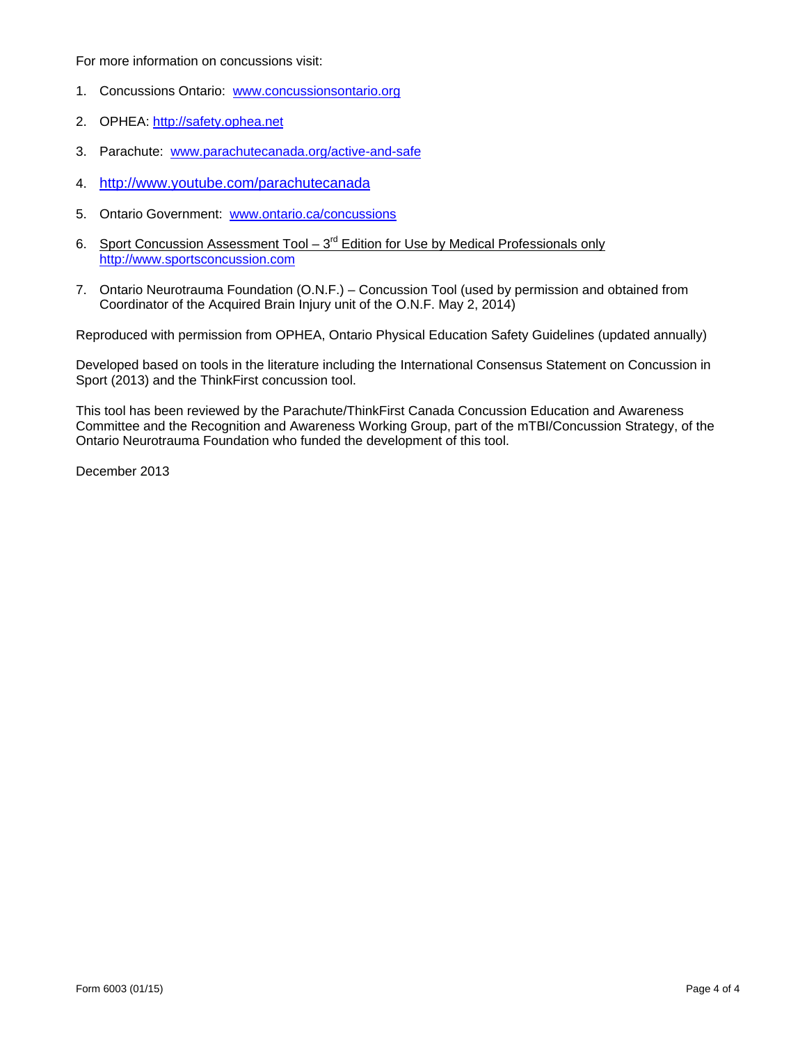For more information on concussions visit:

1. Concussions Ontario: www.concussionsontario.org
2. OPHEA: http://safety.ophea.net
3. Parachute: www.parachutecanada.org/active-and-safe
4. http://www.youtube.com/parachutecanada
5. Ontario Government: www.ontario.ca/concussions
6. Sport Concussion Assessment Tool – 3rd Edition for Use by Medical Professionals only
   http://www.sportsconcussion.com
7. Ontario Neurotrauma Foundation (O.N.F.) – Concussion Tool (used by permission and obtained from Coordinator of the Acquired Brain Injury unit of the O.N.F. May 2, 2014)

Reproduced with permission from OPHEA, Ontario Physical Education Safety Guidelines (updated annually)

Developed based on tools in the literature including the International Consensus Statement on Concussion in Sport (2013) and the ThinkFirst concussion tool.

This tool has been reviewed by the Parachute/ThinkFirst Canada Concussion Education and Awareness Committee and the Recognition and Awareness Working Group, part of the mTBI/Concussion Strategy, of the Ontario Neurotrauma Foundation who funded the development of this tool.

December 2013

Form 6003 (01/15)